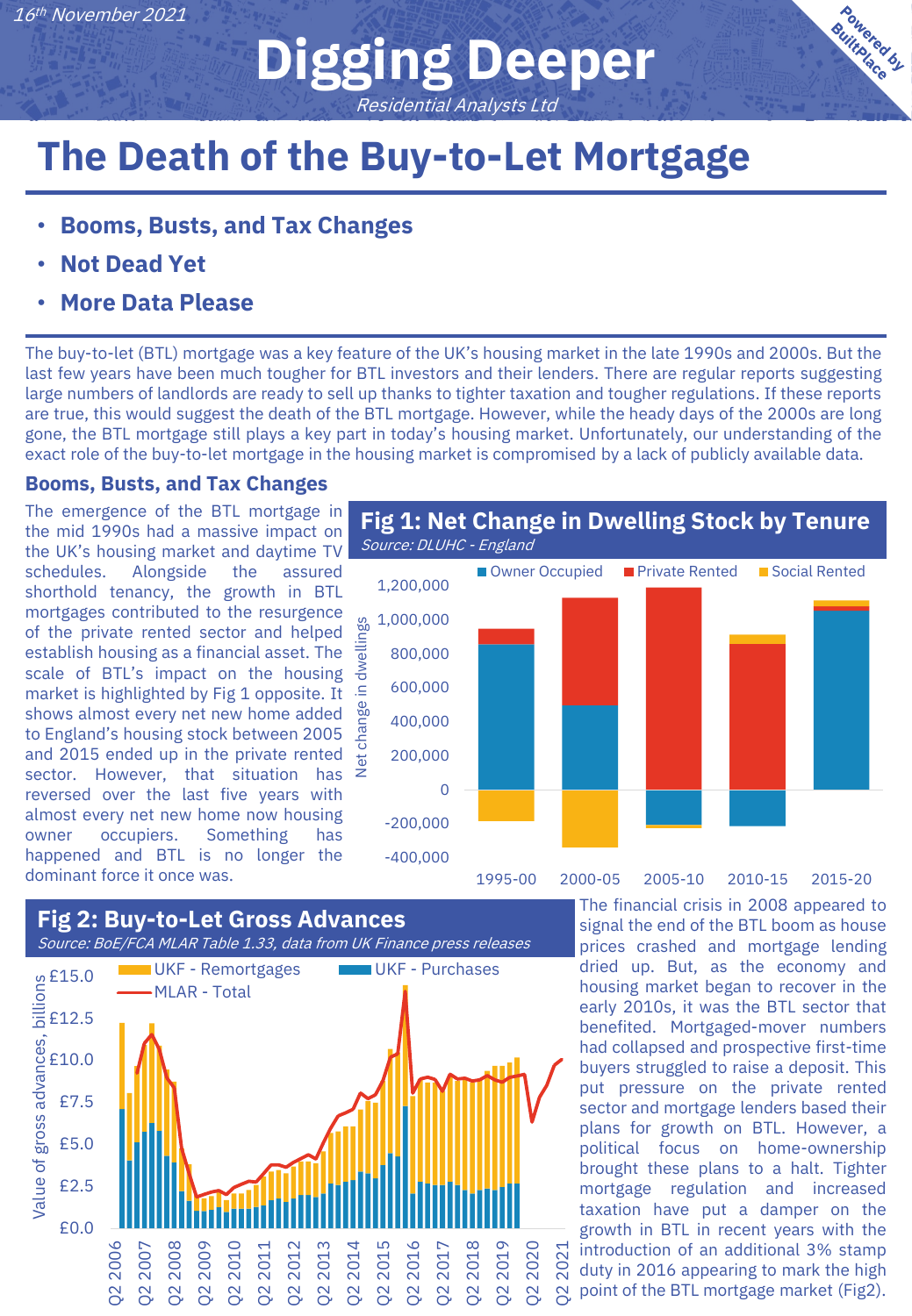16th November 2021

# Digging Deeper

*Residential Analysts Ltd*

Powered by BuiltPlace

# The Death of the Buy-to-Let Mortgage

- **Booms, Busts, and Tax Changes**
- **Not Dead Yet**
- **More Data Please**

The buy-to-let (BTL) mortgage was a key feature of the UK's housing market in the late 1990s and 2000s. But the last few years have been much tougher for BTL investors and their lenders. There are regular reports suggesting large numbers of landlords are ready to sell up thanks to tighter taxation and tougher regulations. If these reports are true, this would suggest the death of the BTL mortgage. However, while the heady days of the 2000s are long gone, the BTL mortgage still plays a key part in today's housing market. Unfortunately, our understanding of the exact role of the buy-to-let mortgage in the housing market is compromised by a lack of publicly available data.

## Booms, Busts, and Tax Changes

The emergence of the BTL mortgage in the mid 1990s had a massive impact on the UK's housing market and daytime TV schedules. Alongside the assured shorthold tenancy, the growth in BTL mortgages contributed to the resurgence of the private rented sector and helped establish housing as a financial asset. The scale of BTL's impact on the housing market is highlighted by Fig 1 opposite. It shows almost every net new home added to England's housing stock between 2005 and 2015 ended up in the private rented sector. However, that situation has reversed over the last five years with almost every net new home now housing owner occupiers. Something has happened and BTL is no longer the dominant force it once was.

**Fig 1: Net Change in Dwelling Stock by Tenure**
*Source: DLUHC - England*

**Fig 2: Buy-to-Let Gross Advances**
*Source: BoE/FCA MLAR Table 1.33, data from UK Finance press releases*

The financial crisis in 2008 appeared to signal the end of the BTL boom as house prices crashed and mortgage lending dried up. But, as the economy and housing market began to recover in the early 2010s, it was the BTL sector that benefited. Mortgaged-mover numbers had collapsed and prospective first-time buyers struggled to raise a deposit. This put pressure on the private rented sector and mortgage lenders based their plans for growth on BTL. However, a political focus on home-ownership brought these plans to a halt. Tighter mortgage regulation and increased taxation have put a damper on the growth in BTL in recent years with the introduction of an additional 3% stamp duty in 2016 appearing to mark the high point of the BTL mortgage market (Fig2).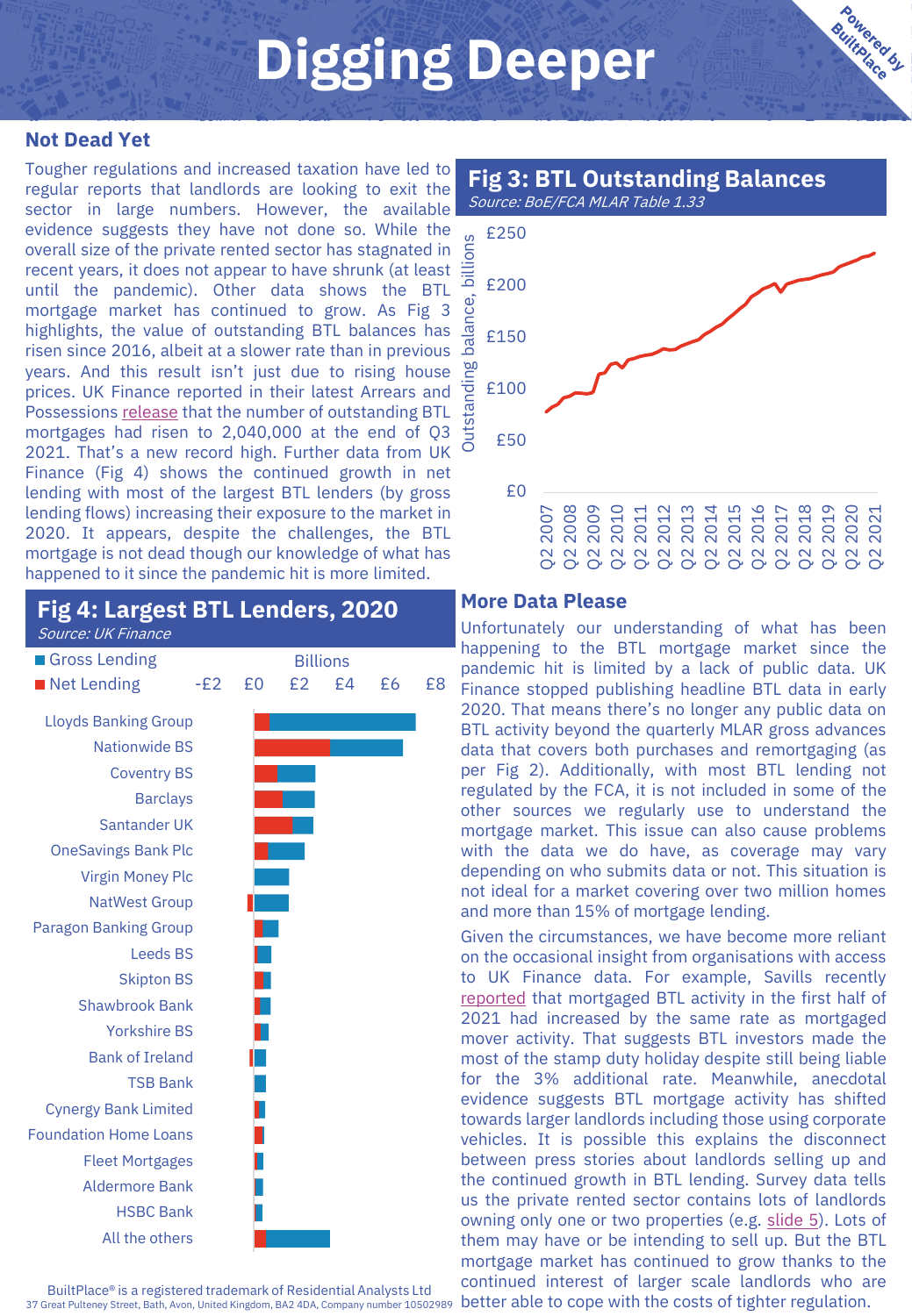# Digging Deeper

Powered by BuiltPlace

## Not Dead Yet

Tougher regulations and increased taxation have led to regular reports that landlords are looking to exit the sector in large numbers. However, the available evidence suggests they have not done so. While the overall size of the private rented sector has stagnated in recent years, it does not appear to have shrunk (at least until the pandemic). Other data shows the BTL mortgage market has continued to grow. As Fig 3 highlights, the value of outstanding BTL balances has risen since 2016, albeit at a slower rate than in previous years. And this result isn't just due to rising house prices. UK Finance reported in their latest Arrears and Possessions release that the number of outstanding BTL mortgages had risen to 2,040,000 at the end of Q3 2021. That's a new record high. Further data from UK Finance (Fig 4) shows the continued growth in net lending with most of the largest BTL lenders (by gross lending flows) increasing their exposure to the market in 2020. It appears, despite the challenges, the BTL mortgage is not dead though our knowledge of what has happened to it since the pandemic hit is more limited.

**Fig 3: BTL Outstanding Balances**

*Source: BoE/FCA MLAR Table 1.33*

Outstanding balance, billions

£250
£200
£150
£100
£50
£0

Q2 2007, Q2 2008, Q2 2009, Q2 2010, Q2 2011, Q2 2012, Q2 2013, Q2 2014, Q2 2015, Q2 2016, Q2 2017, Q2 2018, Q2 2019, Q2 2020, Q2 2021

**Fig 4: Largest BTL Lenders, 2020**

*Source: UK Finance*

Gross Lending
Net Lending

Billions

-£2 £0 £2 £4 £6 £8

Lloyds Banking Group
Nationwide BS
Coventry BS
Barclays
Santander UK
OneSavings Bank Plc
Virgin Money Plc
NatWest Group
Paragon Banking Group
Leeds BS
Skipton BS
Shawbrook Bank
Yorkshire BS
Bank of Ireland
TSB Bank
Cynergy Bank Limited
Foundation Home Loans
Fleet Mortgages
Aldermore Bank
HSBC Bank
All the others

## More Data Please

Unfortunately our understanding of what has been happening to the BTL mortgage market since the pandemic hit is limited by a lack of public data. UK Finance stopped publishing headline BTL data in early 2020. That means there's no longer any public data on BTL activity beyond the quarterly MLAR gross advances data that covers both purchases and remortgaging (as per Fig 2). Additionally, with most BTL lending not regulated by the FCA, it is not included in some of the other sources we regularly use to understand the mortgage market. This issue can also cause problems with the data we do have, as coverage may vary depending on who submits data or not. This situation is not ideal for a market covering over two million homes and more than 15% of mortgage lending.

Given the circumstances, we have become more reliant on the occasional insight from organisations with access to UK Finance data. For example, Savills recently reported that mortgaged BTL activity in the first half of 2021 had increased by the same rate as mortgaged mover activity. That suggests BTL investors made the most of the stamp duty holiday despite still being liable for the 3% additional rate. Meanwhile, anecdotal evidence suggests BTL mortgage activity has shifted towards larger landlords including those using corporate vehicles. It is possible this explains the disconnect between press stories about landlords selling up and the continued growth in BTL lending. Survey data tells us the private rented sector contains lots of landlords owning only one or two properties (e.g. slide 5). Lots of them may have or be intending to sell up. But the BTL mortgage market has continued to grow thanks to the continued interest of larger scale landlords who are better able to cope with the costs of tighter regulation.

BuiltPlace® is a registered trademark of Residential Analysts Ltd
37 Great Pulteney Street, Bath, Avon, United Kingdom, BA2 4DA, Company number 10502989